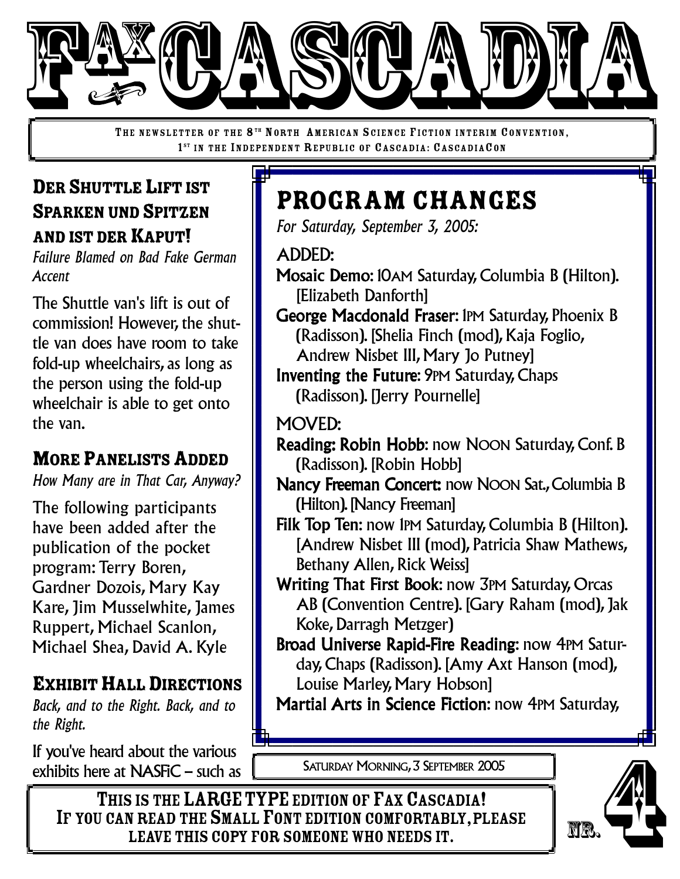# FAX CASCADIA

THE NEWSLETTER OF THE 8TH NORTH AMERICAN SCIENCE FICTION INTERIM CONVENTION, 1ST IN THE INDEPENDENT REPUBLIC OF CASCADIA: CASCADIACON

SATURDAY MORNING, 3 SEPTEMBER 2005

NR. 4

## Der Shuttle Lift ist Sparken und Spitzen and ist der Kaput!

*Failure Blamed on Bad Fake German Accent*

The Shuttle van's lift is out of commission! However, the shuttle van does have room to take fold-up wheelchairs, as long as the person using the fold-up wheelchair is able to get onto the van.

## More Panelists Added

*How Many are in That Car, Anyway?*

The following participants have been added after the publication of the pocket program: Terry Boren, Gardner Dozois, Mary Kay Kare, Jim Musselwhite, James Ruppert, Michael Scanlon, Michael Shea, David A. Kyle

## Exhibit Hall Directions

*Back, and to the Right. Back, and to the Right.*

If you've heard about the various exhibits here at NASFiC – such as

## PROGRAM CHANGES

*For Saturday, September 3, 2005:*

### ADDED:

**Mosaic Demo:** 10AM Saturday, Columbia B (Hilton). [Elizabeth Danforth]

**George Macdonald Fraser:** 1PM Saturday, Phoenix B (Radisson). [Shelia Finch (mod), Kaja Foglio, Andrew Nisbet III, Mary Jo Putney]

**Inventing the Future:** 9PM Saturday, Chaps (Radisson). [Jerry Pournelle]

### MOVED:

**Reading: Robin Hobb:** now NOON Saturday, Conf. B (Radisson). [Robin Hobb]

**Nancy Freeman Concert:** now NOON Sat., Columbia B (Hilton). [Nancy Freeman]

**Filk Top Ten:** now 1PM Saturday, Columbia B (Hilton). [Andrew Nisbet III (mod), Patricia Shaw Mathews, Bethany Allen, Rick Weiss]

**Writing That First Book:** now 3PM Saturday, Orcas AB (Convention Centre). [Gary Raham (mod), Jak Koke, Darragh Metzger)

**Broad Universe Rapid-Fire Reading:** now 4PM Saturday, Chaps (Radisson). [Amy Axt Hanson (mod), Louise Marley, Mary Hobson]

**Martial Arts in Science Fiction:** now 4PM Saturday,

**This is the LARGE TYPE edition of Fax Cascadia! If you can read the Small Font edition comfortably, please leave this copy for someone who needs it.**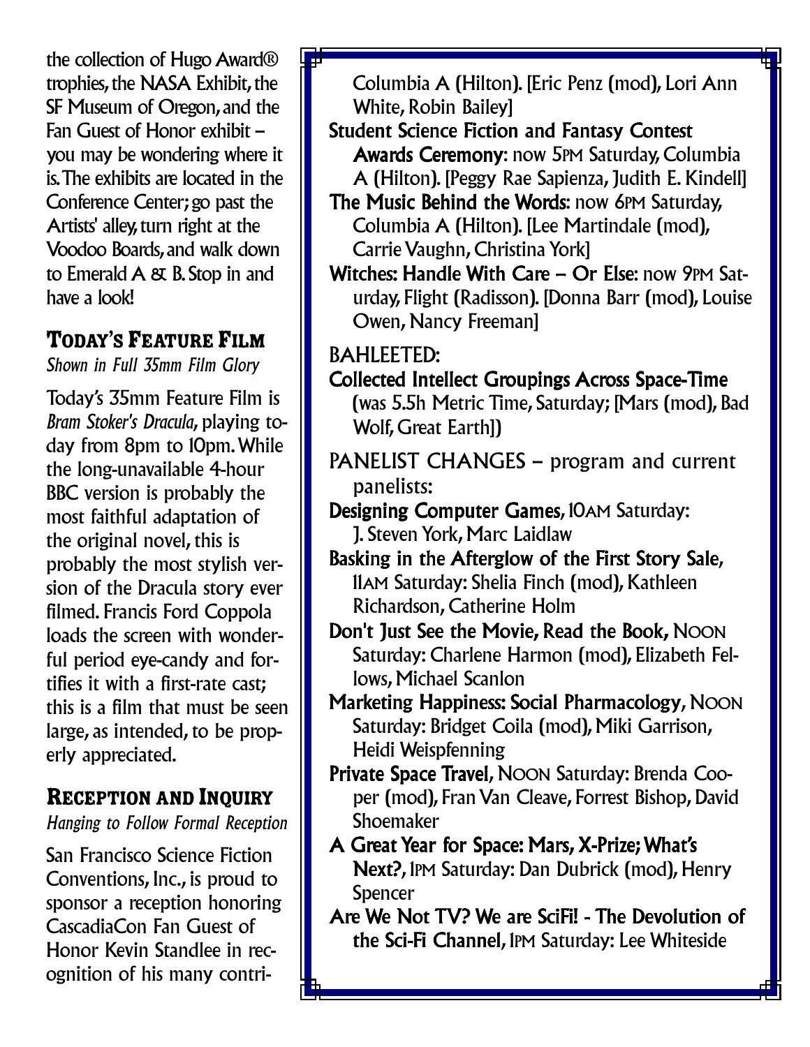the collection of Hugo Award® trophies, the NASA Exhibit, the SF Museum of Oregon, and the Fan Guest of Honor exhibit – you may be wondering where it is. The exhibits are located in the Conference Center; go past the Artists' alley, turn right at the Voodoo Boards, and walk down to Emerald A & B. Stop in and have a look!

## Today's Feature Film

*Shown in Full 35mm Film Glory*

Today's 35mm Feature Film is *Bram Stoker's Dracula*, playing today from 8pm to 10pm. While the long-unavailable 4-hour BBC version is probably the most faithful adaptation of the original novel, this is probably the most stylish version of the Dracula story ever filmed. Francis Ford Coppola loads the screen with wonderful period eye-candy and fortifies it with a first-rate cast; this is a film that must be seen large, as intended, to be properly appreciated.

## Reception and Inquiry

*Hanging to Follow Formal Reception*

San Francisco Science Fiction Conventions, Inc., is proud to sponsor a reception honoring CascadiaCon Fan Guest of Honor Kevin Standlee in recognition of his many contri-

Columbia A (Hilton). [Eric Penz (mod), Lori Ann White, Robin Bailey]

**Student Science Fiction and Fantasy Contest Awards Ceremony**: now 5PM Saturday, Columbia A (Hilton). [Peggy Rae Sapienza, Judith E. Kindell]

**The Music Behind the Words**: now 6PM Saturday, Columbia A (Hilton). [Lee Martindale (mod), Carrie Vaughn, Christina York]

**Witches: Handle With Care – Or Else**: now 9PM Saturday, Flight (Radisson). [Donna Barr (mod), Louise Owen, Nancy Freeman]

BAHLEETED:

**Collected Intellect Groupings Across Space-Time** (was 5.5h Metric Time, Saturday; [Mars (mod), Bad Wolf, Great Earth])

PANELIST CHANGES – program and current panelists:

**Designing Computer Games**, 10AM Saturday: J. Steven York, Marc Laidlaw

**Basking in the Afterglow of the First Story Sale**, 11AM Saturday: Shelia Finch (mod), Kathleen Richardson, Catherine Holm

**Don't Just See the Movie, Read the Book**, NOON Saturday: Charlene Harmon (mod), Elizabeth Fellows, Michael Scanlon

**Marketing Happiness: Social Pharmacology**, NOON Saturday: Bridget Coila (mod), Miki Garrison, Heidi Weispfenning

**Private Space Travel**, NOON Saturday: Brenda Cooper (mod), Fran Van Cleave, Forrest Bishop, David Shoemaker

**A Great Year for Space: Mars, X-Prize; What's Next?**, 1PM Saturday: Dan Dubrick (mod), Henry Spencer

**Are We Not TV? We are SciFi! - The Devolution of the Sci-Fi Channel**, 1PM Saturday: Lee Whiteside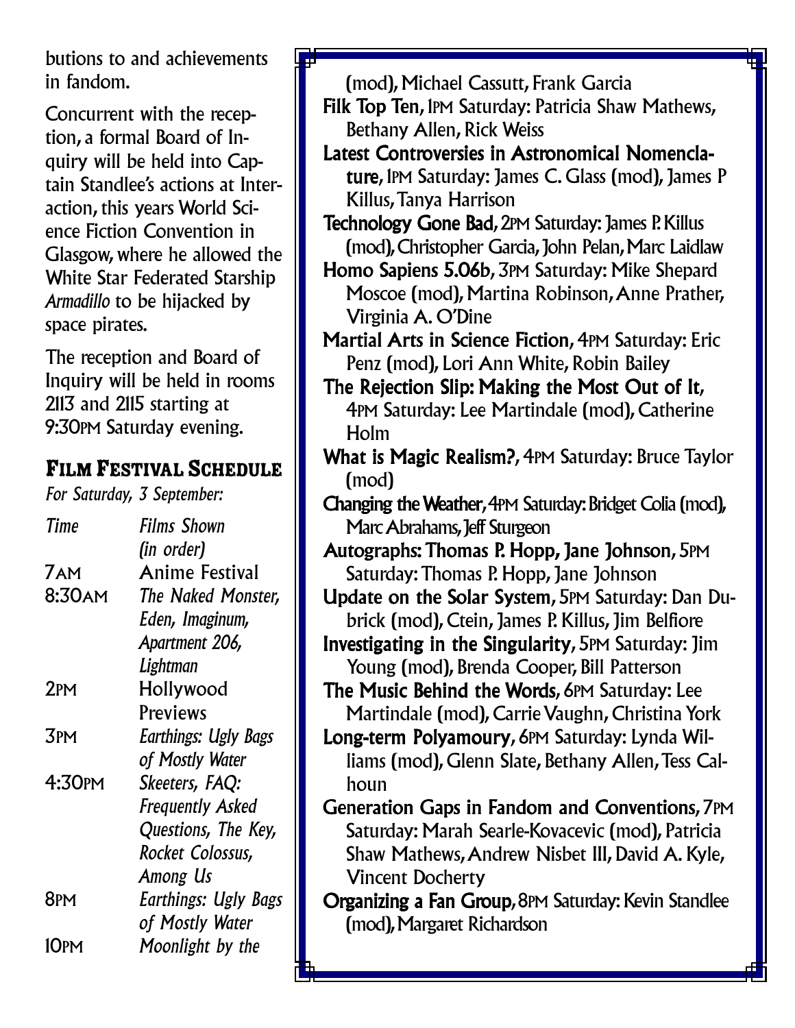butions to and achievements in fandom.

Concurrent with the reception, a formal Board of Inquiry will be held into Captain Standlee's actions at Interaction, this years World Science Fiction Convention in Glasgow, where he allowed the White Star Federated Starship *Armadillo* to be hijacked by space pirates.

The reception and Board of Inquiry will be held in rooms 2113 and 2115 starting at 9:30PM Saturday evening.

## Film Festival Schedule

*For Saturday, 3 September:*

| *Time* | *Films Shown (in order)* |
|---|---|
| 7AM | Anime Festival |
| 8:30AM | *The Naked Monster, Eden, Imaginum, Apartment 206, Lightman* |
| 2PM | Hollywood Previews |
| 3PM | *Earthings: Ugly Bags of Mostly Water* |
| 4:30PM | *Skeeters, FAQ: Frequently Asked Questions, The Key, Rocket Colossus, Among Us* |
| 8PM | *Earthings: Ugly Bags of Mostly Water* |
| 10PM | *Moonlight by the* |

(mod), Michael Cassutt, Frank Garcia

**Filk Top Ten**, 1PM Saturday: Patricia Shaw Mathews, Bethany Allen, Rick Weiss

**Latest Controversies in Astronomical Nomenclature**, 1PM Saturday: James C. Glass (mod), James P Killus, Tanya Harrison

**Technology Gone Bad**, 2PM Saturday: James P. Killus (mod), Christopher Garcia, John Pelan, Marc Laidlaw

**Homo Sapiens 5.06b**, 3PM Saturday: Mike Shepard Moscoe (mod), Martina Robinson, Anne Prather, Virginia A. O'Dine

**Martial Arts in Science Fiction**, 4PM Saturday: Eric Penz (mod), Lori Ann White, Robin Bailey

**The Rejection Slip: Making the Most Out of It**, 4PM Saturday: Lee Martindale (mod), Catherine Holm

**What is Magic Realism?**, 4PM Saturday: Bruce Taylor (mod)

**Changing the Weather**, 4PM Saturday: Bridget Colia (mod), Marc Abrahams, Jeff Sturgeon

**Autographs: Thomas P. Hopp, Jane Johnson**, 5PM Saturday: Thomas P. Hopp, Jane Johnson

**Update on the Solar System**, 5PM Saturday: Dan Dubrick (mod), Ctein, James P. Killus, Jim Belfiore

**Investigating in the Singularity**, 5PM Saturday: Jim Young (mod), Brenda Cooper, Bill Patterson

**The Music Behind the Words**, 6PM Saturday: Lee Martindale (mod), Carrie Vaughn, Christina York

**Long-term Polyamoury**, 6PM Saturday: Lynda Williams (mod), Glenn Slate, Bethany Allen, Tess Calhoun

**Generation Gaps in Fandom and Conventions**, 7PM Saturday: Marah Searle-Kovacevic (mod), Patricia Shaw Mathews, Andrew Nisbet III, David A. Kyle, Vincent Docherty

**Organizing a Fan Group**, 8PM Saturday: Kevin Standlee (mod), Margaret Richardson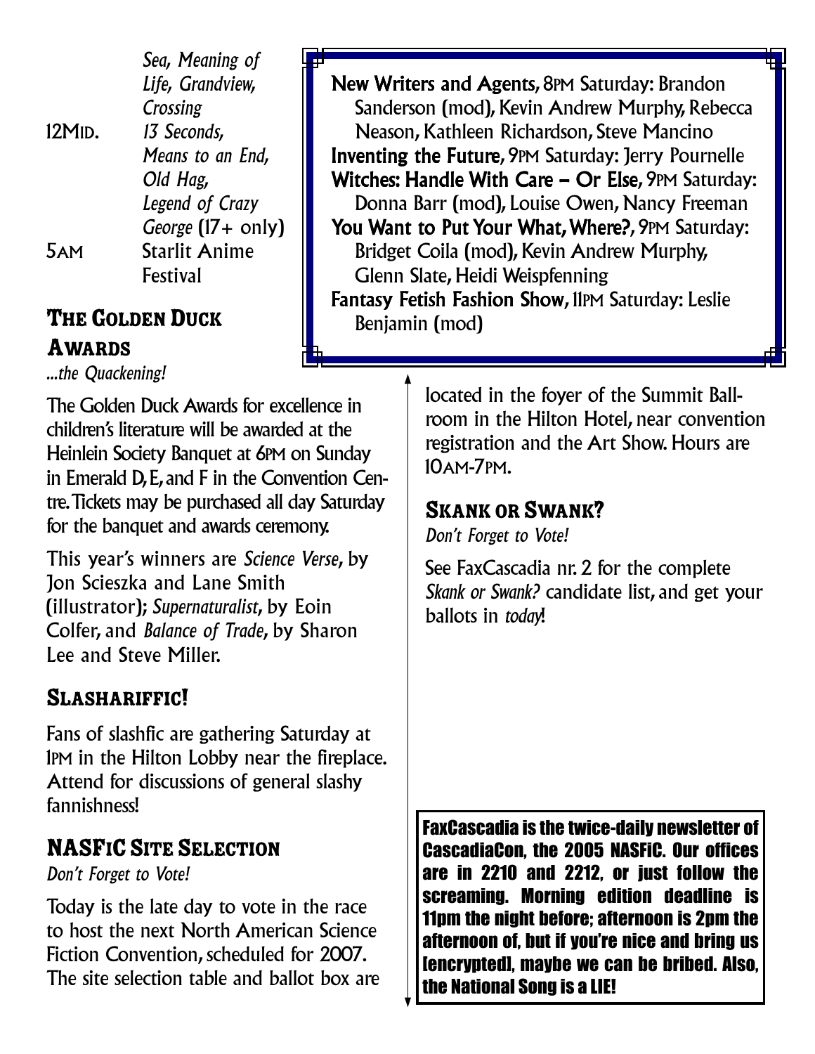Sea, Meaning of Life, Grandview, Crossing

12Mid. *13 Seconds, Means to an End, Old Hag, Legend of Crazy George* (17+ only)

5AM Starlit Anime Festival

**New Writers and Agents,** 8PM Saturday: Brandon Sanderson (mod), Kevin Andrew Murphy, Rebecca Neason, Kathleen Richardson, Steve Mancino

**Inventing the Future,** 9PM Saturday: Jerry Pournelle

**Witches: Handle With Care – Or Else,** 9PM Saturday: Donna Barr (mod), Louise Owen, Nancy Freeman

**You Want to Put Your What, Where?,** 9PM Saturday: Bridget Coila (mod), Kevin Andrew Murphy, Glenn Slate, Heidi Weispfenning

**Fantasy Fetish Fashion Show,** 11PM Saturday: Leslie Benjamin (mod)

## The Golden Duck Awards

*...the Quackening!*

The Golden Duck Awards for excellence in children's literature will be awarded at the Heinlein Society Banquet at 6PM on Sunday in Emerald D, E, and F in the Convention Centre. Tickets may be purchased all day Saturday for the banquet and awards ceremony.

This year's winners are *Science Verse*, by Jon Scieszka and Lane Smith (illustrator); *Supernaturalist*, by Eoin Colfer, and *Balance of Trade*, by Sharon Lee and Steve Miller.

## Slashariffic!

Fans of slashfic are gathering Saturday at 1PM in the Hilton Lobby near the fireplace. Attend for discussions of general slashy fannishness!

## NASFiC Site Selection

*Don't Forget to Vote!*

Today is the late day to vote in the race to host the next North American Science Fiction Convention, scheduled for 2007. The site selection table and ballot box are located in the foyer of the Summit Ballroom in the Hilton Hotel, near convention registration and the Art Show. Hours are 10AM-7PM.

## Skank or Swank?

*Don't Forget to Vote!*

See FaxCascadia nr. 2 for the complete *Skank or Swank?* candidate list, and get your ballots in *today*!

**FaxCascadia is the twice-daily newsletter of CascadiaCon, the 2005 NASFiC. Our offices are in 2210 and 2212, or just follow the screaming. Morning edition deadline is 11pm the night before; afternoon is 2pm the afternoon of, but if you're nice and bring us [encrypted], maybe we can be bribed. Also, the National Song is a LIE!**